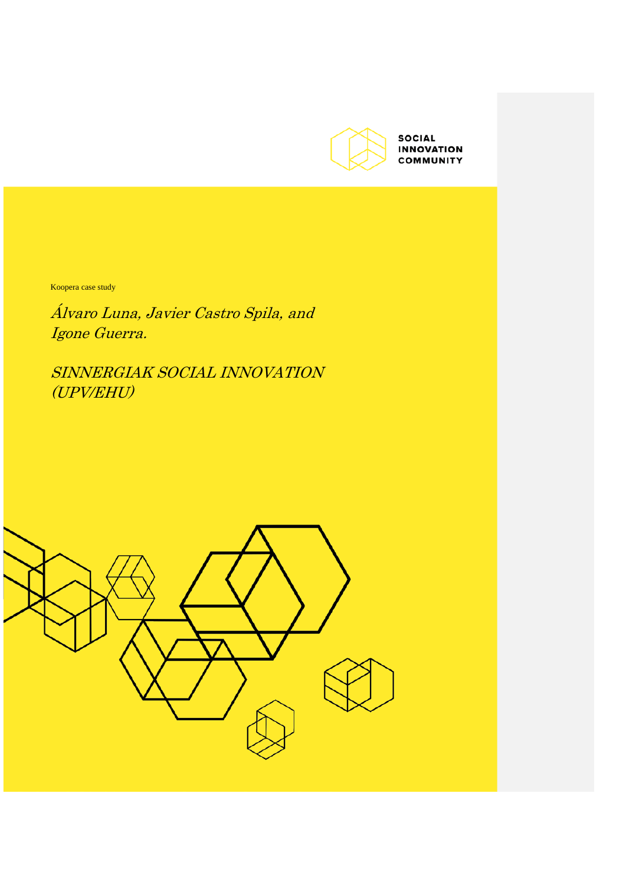SOCIAL
INNOVATION
COMMUNITY

Koopera case study

*Álvaro Luna, Javier Castro Spila, and Igone Guerra.*

*SINNERGIAK SOCIAL INNOVATION (UPV/EHU)*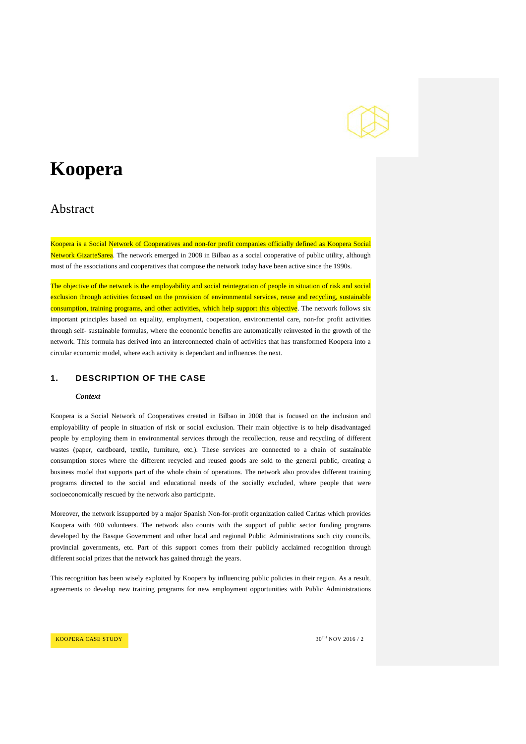# Koopera

## Abstract

Koopera is a Social Network of Cooperatives and non-for profit companies officially defined as Koopera Social Network GizarteSarea. The network emerged in 2008 in Bilbao as a social cooperative of public utility, although most of the associations and cooperatives that compose the network today have been active since the 1990s.

The objective of the network is the employability and social reintegration of people in situation of risk and social exclusion through activities focused on the provision of environmental services, reuse and recycling, sustainable consumption, training programs, and other activities, which help support this objective. The network follows six important principles based on equality, employment, cooperation, environmental care, non-for profit activities through self- sustainable formulas, where the economic benefits are automatically reinvested in the growth of the network. This formula has derived into an interconnected chain of activities that has transformed Koopera into a circular economic model, where each activity is dependant and influences the next.

### 1. DESCRIPTION OF THE CASE

#### *Context*

Koopera is a Social Network of Cooperatives created in Bilbao in 2008 that is focused on the inclusion and employability of people in situation of risk or social exclusion. Their main objective is to help disadvantaged people by employing them in environmental services through the recollection, reuse and recycling of different wastes (paper, cardboard, textile, furniture, etc.). These services are connected to a chain of sustainable consumption stores where the different recycled and reused goods are sold to the general public, creating a business model that supports part of the whole chain of operations. The network also provides different training programs directed to the social and educational needs of the socially excluded, where people that were socioeconomically rescued by the network also participate.

Moreover, the network issupported by a major Spanish Non-for-profit organization called Caritas which provides Koopera with 400 volunteers. The network also counts with the support of public sector funding programs developed by the Basque Government and other local and regional Public Administrations such city councils, provincial governments, etc. Part of this support comes from their publicly acclaimed recognition through different social prizes that the network has gained through the years.

This recognition has been wisely exploited by Koopera by influencing public policies in their region. As a result, agreements to develop new training programs for new employment opportunities with Public Administrations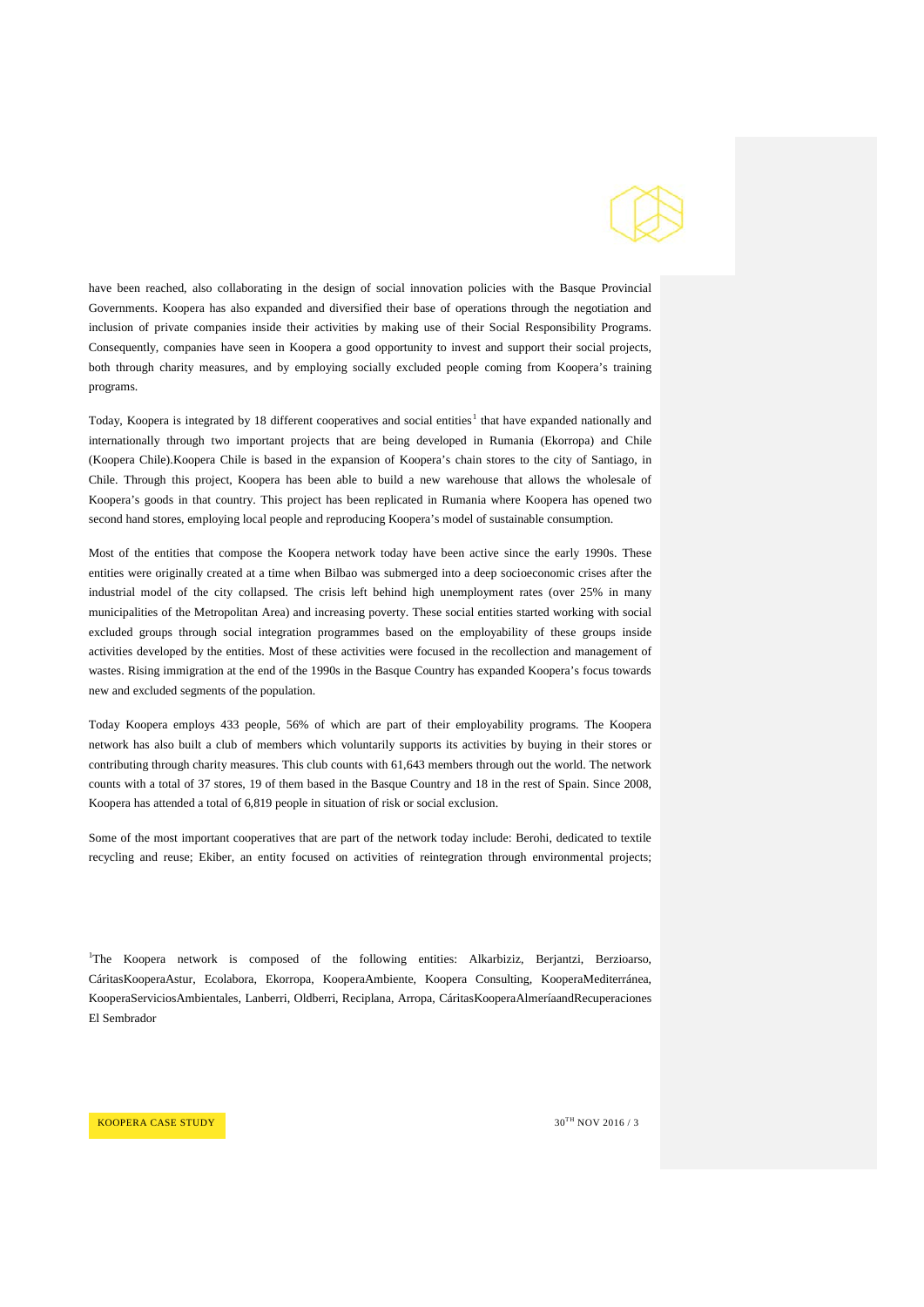have been reached, also collaborating in the design of social innovation policies with the Basque Provincial Governments. Koopera has also expanded and diversified their base of operations through the negotiation and inclusion of private companies inside their activities by making use of their Social Responsibility Programs. Consequently, companies have seen in Koopera a good opportunity to invest and support their social projects, both through charity measures, and by employing socially excluded people coming from Koopera's training programs.

Today, Koopera is integrated by 18 different cooperatives and social entities[1] that have expanded nationally and internationally through two important projects that are being developed in Rumania (Ekorropa) and Chile (Koopera Chile).Koopera Chile is based in the expansion of Koopera's chain stores to the city of Santiago, in Chile. Through this project, Koopera has been able to build a new warehouse that allows the wholesale of Koopera's goods in that country. This project has been replicated in Rumania where Koopera has opened two second hand stores, employing local people and reproducing Koopera's model of sustainable consumption.

Most of the entities that compose the Koopera network today have been active since the early 1990s. These entities were originally created at a time when Bilbao was submerged into a deep socioeconomic crises after the industrial model of the city collapsed. The crisis left behind high unemployment rates (over 25% in many municipalities of the Metropolitan Area) and increasing poverty. These social entities started working with social excluded groups through social integration programmes based on the employability of these groups inside activities developed by the entities. Most of these activities were focused in the recollection and management of wastes. Rising immigration at the end of the 1990s in the Basque Country has expanded Koopera's focus towards new and excluded segments of the population.

Today Koopera employs 433 people, 56% of which are part of their employability programs. The Koopera network has also built a club of members which voluntarily supports its activities by buying in their stores or contributing through charity measures. This club counts with 61,643 members through out the world. The network counts with a total of 37 stores, 19 of them based in the Basque Country and 18 in the rest of Spain. Since 2008, Koopera has attended a total of 6,819 people in situation of risk or social exclusion.

Some of the most important cooperatives that are part of the network today include: Berohi, dedicated to textile recycling and reuse; Ekiber, an entity focused on activities of reintegration through environmental projects;

[1]The Koopera network is composed of the following entities: Alkarbiziz, Berjantzi, Berzioarso, CáritasKooperaAstur, Ecolabora, Ekorropa, KooperaAmbiente, Koopera Consulting, KooperaMediterránea, KooperaServiciosAmbientales, Lanberri, Oldberri, Reciplana, Arropa, CáritasKooperaAlmeríaandRecuperaciones El Sembrador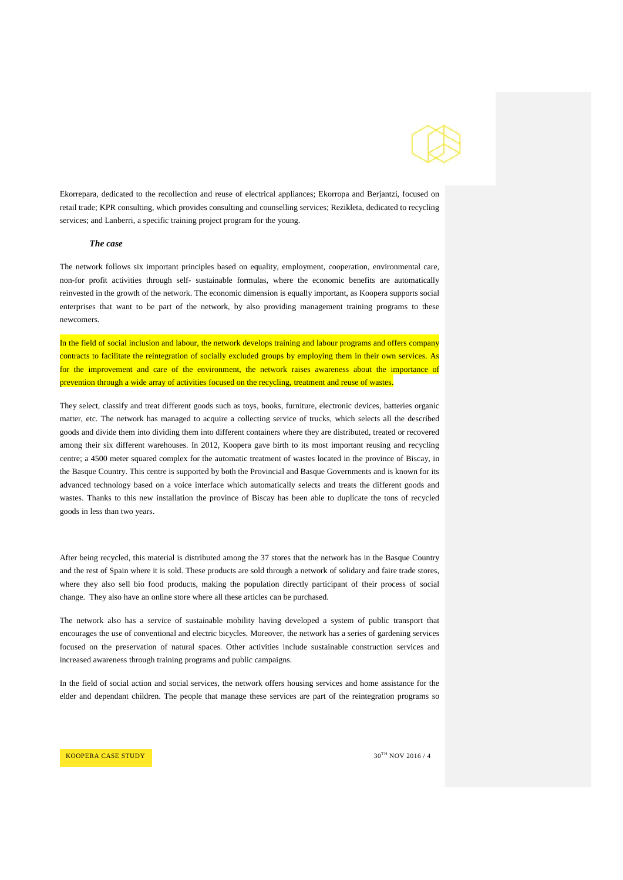Ekorrepara, dedicated to the recollection and reuse of electrical appliances; Ekorropa and Berjantzi, focused on retail trade; KPR consulting, which provides consulting and counselling services; Rezikleta, dedicated to recycling services; and Lanberri, a specific training project program for the young.

### *The case*

The network follows six important principles based on equality, employment, cooperation, environmental care, non-for profit activities through self- sustainable formulas, where the economic benefits are automatically reinvested in the growth of the network. The economic dimension is equally important, as Koopera supports social enterprises that want to be part of the network, by also providing management training programs to these newcomers.

In the field of social inclusion and labour, the network develops training and labour programs and offers company contracts to facilitate the reintegration of socially excluded groups by employing them in their own services. As for the improvement and care of the environment, the network raises awareness about the importance of prevention through a wide array of activities focused on the recycling, treatment and reuse of wastes.

They select, classify and treat different goods such as toys, books, furniture, electronic devices, batteries organic matter, etc. The network has managed to acquire a collecting service of trucks, which selects all the described goods and divide them into dividing them into different containers where they are distributed, treated or recovered among their six different warehouses. In 2012, Koopera gave birth to its most important reusing and recycling centre; a 4500 meter squared complex for the automatic treatment of wastes located in the province of Biscay, in the Basque Country. This centre is supported by both the Provincial and Basque Governments and is known for its advanced technology based on a voice interface which automatically selects and treats the different goods and wastes. Thanks to this new installation the province of Biscay has been able to duplicate the tons of recycled goods in less than two years.

After being recycled, this material is distributed among the 37 stores that the network has in the Basque Country and the rest of Spain where it is sold. These products are sold through a network of solidary and faire trade stores, where they also sell bio food products, making the population directly participant of their process of social change. They also have an online store where all these articles can be purchased.

The network also has a service of sustainable mobility having developed a system of public transport that encourages the use of conventional and electric bicycles. Moreover, the network has a series of gardening services focused on the preservation of natural spaces. Other activities include sustainable construction services and increased awareness through training programs and public campaigns.

In the field of social action and social services, the network offers housing services and home assistance for the elder and dependant children. The people that manage these services are part of the reintegration programs so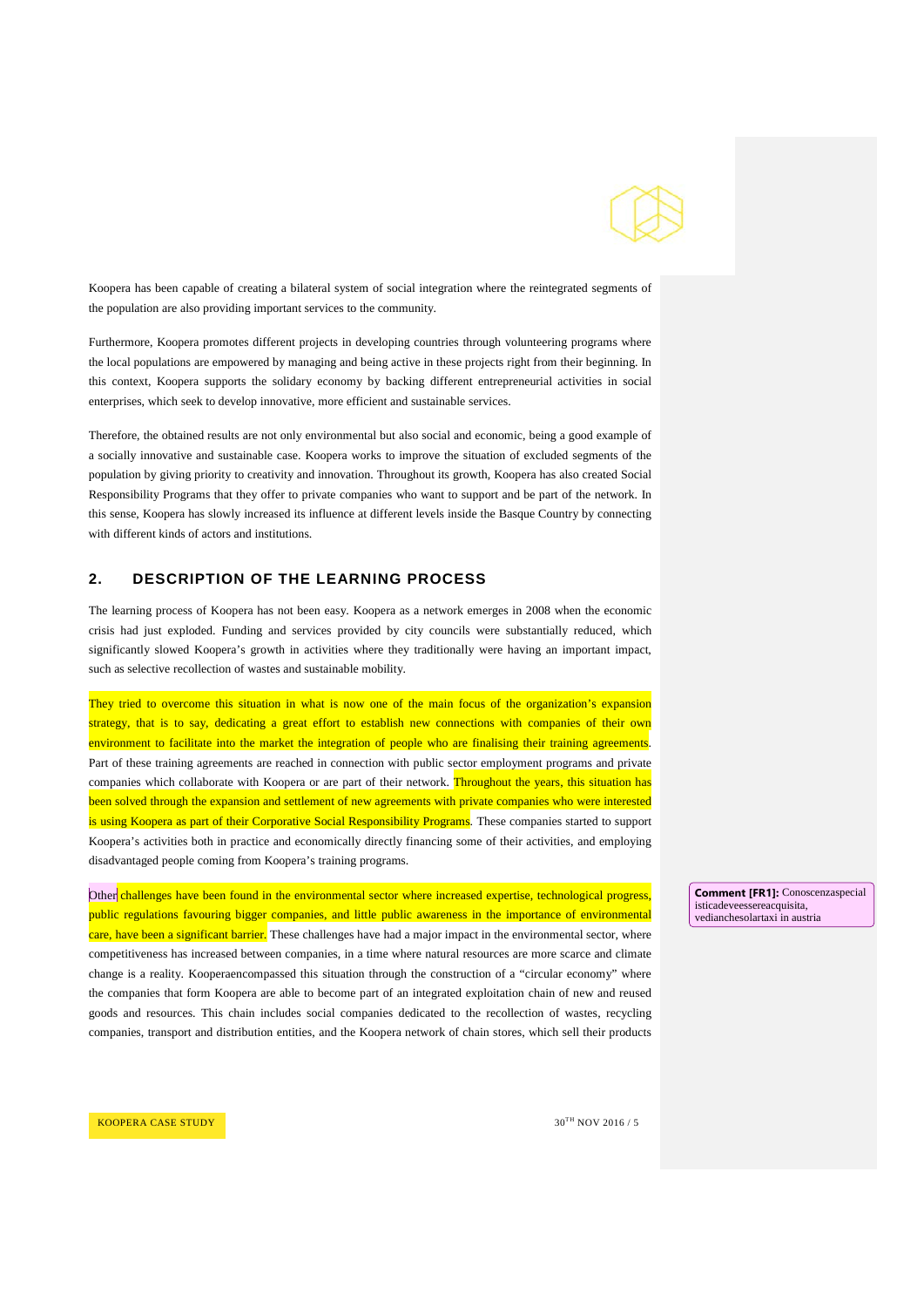Koopera has been capable of creating a bilateral system of social integration where the reintegrated segments of the population are also providing important services to the community.

Furthermore, Koopera promotes different projects in developing countries through volunteering programs where the local populations are empowered by managing and being active in these projects right from their beginning. In this context, Koopera supports the solidary economy by backing different entrepreneurial activities in social enterprises, which seek to develop innovative, more efficient and sustainable services.

Therefore, the obtained results are not only environmental but also social and economic, being a good example of a socially innovative and sustainable case. Koopera works to improve the situation of excluded segments of the population by giving priority to creativity and innovation. Throughout its growth, Koopera has also created Social Responsibility Programs that they offer to private companies who want to support and be part of the network. In this sense, Koopera has slowly increased its influence at different levels inside the Basque Country by connecting with different kinds of actors and institutions.

## 2. DESCRIPTION OF THE LEARNING PROCESS

The learning process of Koopera has not been easy. Koopera as a network emerges in 2008 when the economic crisis had just exploded. Funding and services provided by city councils were substantially reduced, which significantly slowed Koopera's growth in activities where they traditionally were having an important impact, such as selective recollection of wastes and sustainable mobility.

They tried to overcome this situation in what is now one of the main focus of the organization's expansion strategy, that is to say, dedicating a great effort to establish new connections with companies of their own environment to facilitate into the market the integration of people who are finalising their training agreements. Part of these training agreements are reached in connection with public sector employment programs and private companies which collaborate with Koopera or are part of their network. Throughout the years, this situation has been solved through the expansion and settlement of new agreements with private companies who were interested is using Koopera as part of their Corporative Social Responsibility Programs. These companies started to support Koopera's activities both in practice and economically directly financing some of their activities, and employing disadvantaged people coming from Koopera's training programs.

Other challenges have been found in the environmental sector where increased expertise, technological progress, public regulations favouring bigger companies, and little public awareness in the importance of environmental care, have been a significant barrier. These challenges have had a major impact in the environmental sector, where competitiveness has increased between companies, in a time where natural resources are more scarce and climate change is a reality. Kooperaencompassed this situation through the construction of a "circular economy" where the companies that form Koopera are able to become part of an integrated exploitation chain of new and reused goods and resources. This chain includes social companies dedicated to the recollection of wastes, recycling companies, transport and distribution entities, and the Koopera network of chain stores, which sell their products

**Comment [FR1]:** Conoscenzaspecialisticadeveessereacquisita, vedianchesolartaxi in austria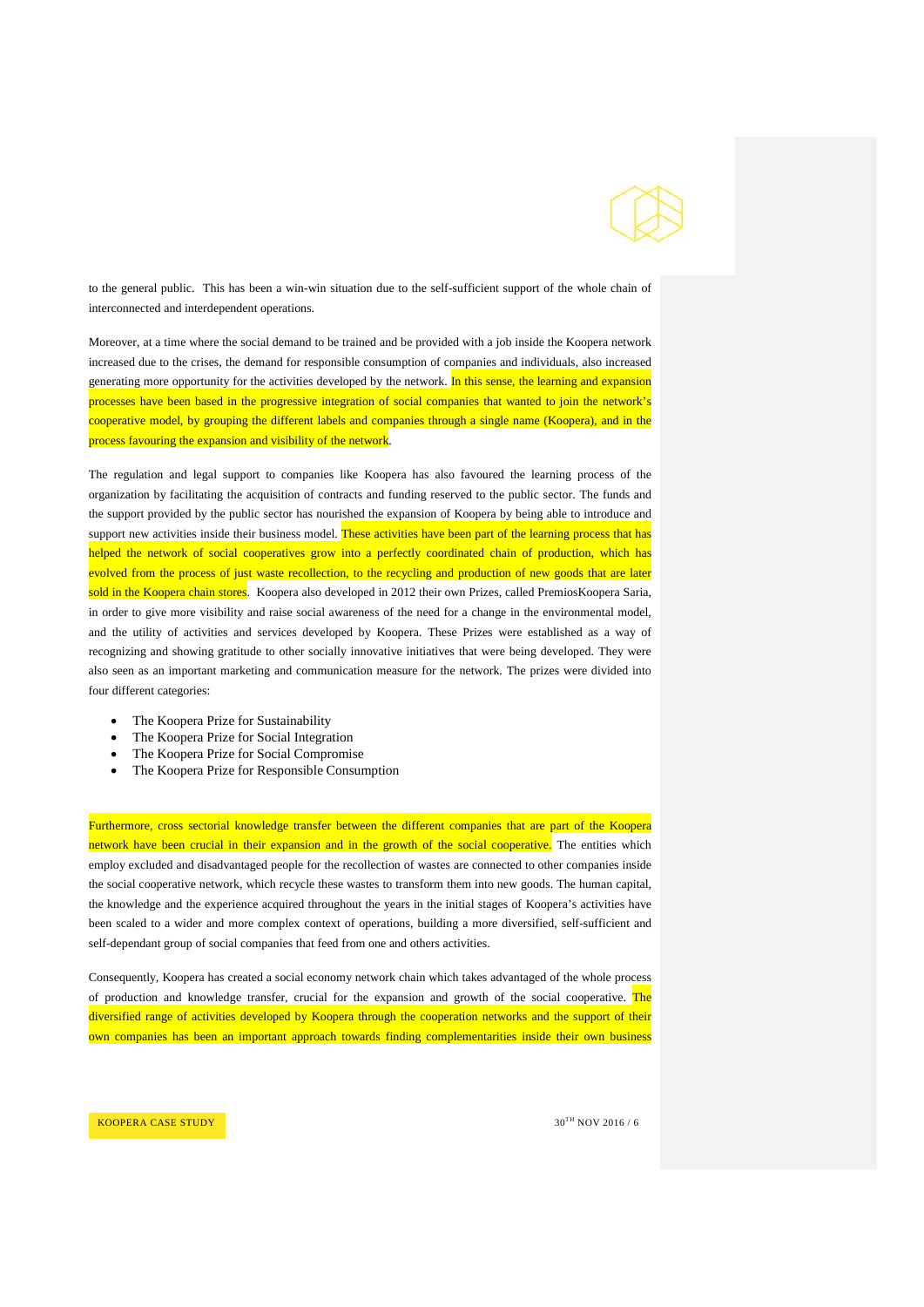to the general public. This has been a win-win situation due to the self-sufficient support of the whole chain of interconnected and interdependent operations.

Moreover, at a time where the social demand to be trained and be provided with a job inside the Koopera network increased due to the crises, the demand for responsible consumption of companies and individuals, also increased generating more opportunity for the activities developed by the network. In this sense, the learning and expansion processes have been based in the progressive integration of social companies that wanted to join the network's cooperative model, by grouping the different labels and companies through a single name (Koopera), and in the process favouring the expansion and visibility of the network.

The regulation and legal support to companies like Koopera has also favoured the learning process of the organization by facilitating the acquisition of contracts and funding reserved to the public sector. The funds and the support provided by the public sector has nourished the expansion of Koopera by being able to introduce and support new activities inside their business model. These activities have been part of the learning process that has helped the network of social cooperatives grow into a perfectly coordinated chain of production, which has evolved from the process of just waste recollection, to the recycling and production of new goods that are later sold in the Koopera chain stores. Koopera also developed in 2012 their own Prizes, called PremiosKoopera Saria, in order to give more visibility and raise social awareness of the need for a change in the environmental model, and the utility of activities and services developed by Koopera. These Prizes were established as a way of recognizing and showing gratitude to other socially innovative initiatives that were being developed. They were also seen as an important marketing and communication measure for the network. The prizes were divided into four different categories:

- The Koopera Prize for Sustainability
- The Koopera Prize for Social Integration
- The Koopera Prize for Social Compromise
- The Koopera Prize for Responsible Consumption

Furthermore, cross sectorial knowledge transfer between the different companies that are part of the Koopera network have been crucial in their expansion and in the growth of the social cooperative. The entities which employ excluded and disadvantaged people for the recollection of wastes are connected to other companies inside the social cooperative network, which recycle these wastes to transform them into new goods. The human capital, the knowledge and the experience acquired throughout the years in the initial stages of Koopera's activities have been scaled to a wider and more complex context of operations, building a more diversified, self-sufficient and self-dependant group of social companies that feed from one and others activities.

Consequently, Koopera has created a social economy network chain which takes advantaged of the whole process of production and knowledge transfer, crucial for the expansion and growth of the social cooperative. The diversified range of activities developed by Koopera through the cooperation networks and the support of their own companies has been an important approach towards finding complementarities inside their own business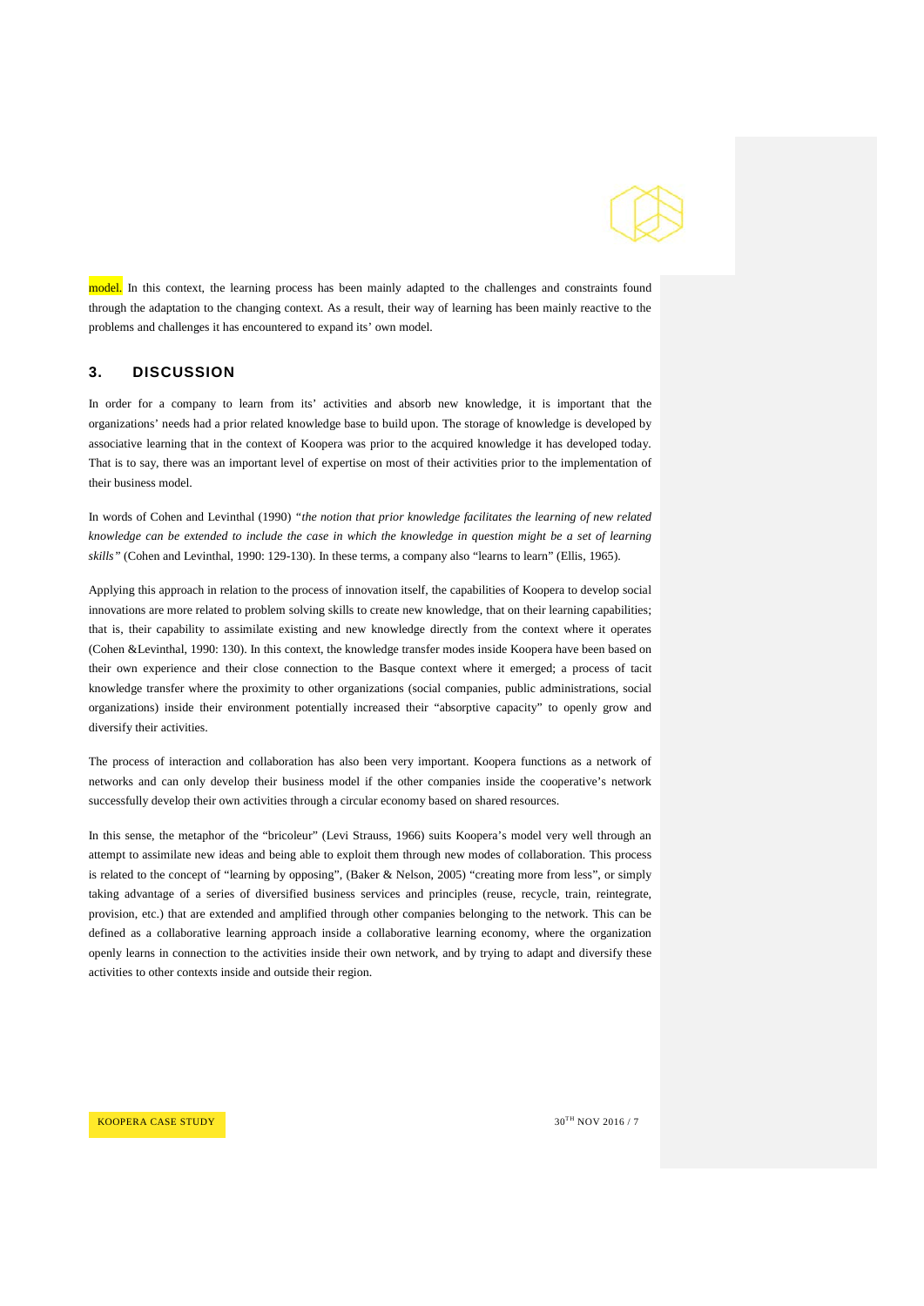model. In this context, the learning process has been mainly adapted to the challenges and constraints found through the adaptation to the changing context. As a result, their way of learning has been mainly reactive to the problems and challenges it has encountered to expand its' own model.

## 3. DISCUSSION

In order for a company to learn from its' activities and absorb new knowledge, it is important that the organizations' needs had a prior related knowledge base to build upon. The storage of knowledge is developed by associative learning that in the context of Koopera was prior to the acquired knowledge it has developed today. That is to say, there was an important level of expertise on most of their activities prior to the implementation of their business model.

In words of Cohen and Levinthal (1990) *"the notion that prior knowledge facilitates the learning of new related knowledge can be extended to include the case in which the knowledge in question might be a set of learning skills"* (Cohen and Levinthal, 1990: 129-130). In these terms, a company also "learns to learn" (Ellis, 1965).

Applying this approach in relation to the process of innovation itself, the capabilities of Koopera to develop social innovations are more related to problem solving skills to create new knowledge, that on their learning capabilities; that is, their capability to assimilate existing and new knowledge directly from the context where it operates (Cohen &Levinthal, 1990: 130). In this context, the knowledge transfer modes inside Koopera have been based on their own experience and their close connection to the Basque context where it emerged; a process of tacit knowledge transfer where the proximity to other organizations (social companies, public administrations, social organizations) inside their environment potentially increased their "absorptive capacity" to openly grow and diversify their activities.

The process of interaction and collaboration has also been very important. Koopera functions as a network of networks and can only develop their business model if the other companies inside the cooperative's network successfully develop their own activities through a circular economy based on shared resources.

In this sense, the metaphor of the "bricoleur" (Levi Strauss, 1966) suits Koopera's model very well through an attempt to assimilate new ideas and being able to exploit them through new modes of collaboration. This process is related to the concept of "learning by opposing", (Baker & Nelson, 2005) "creating more from less", or simply taking advantage of a series of diversified business services and principles (reuse, recycle, train, reintegrate, provision, etc.) that are extended and amplified through other companies belonging to the network. This can be defined as a collaborative learning approach inside a collaborative learning economy, where the organization openly learns in connection to the activities inside their own network, and by trying to adapt and diversify these activities to other contexts inside and outside their region.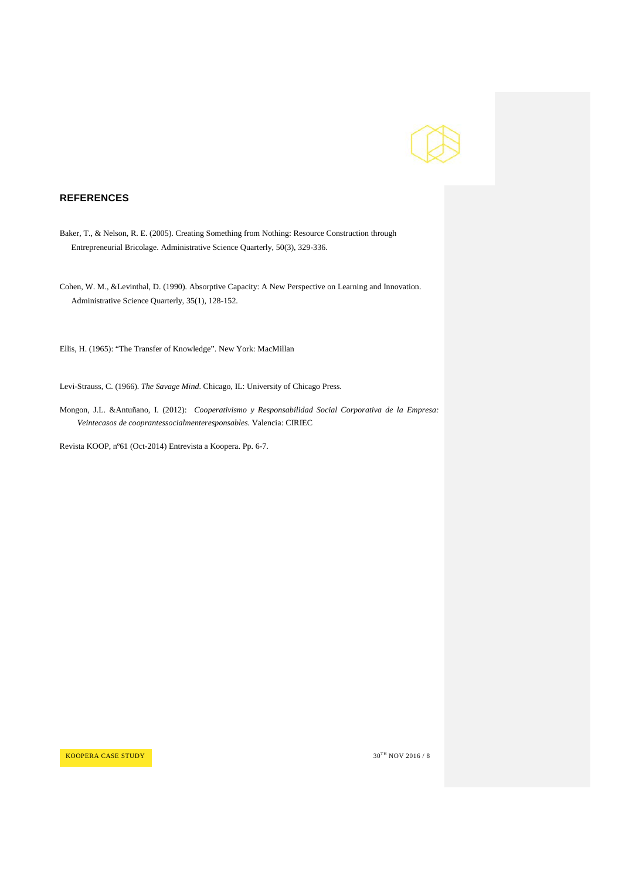## REFERENCES

Baker, T., & Nelson, R. E. (2005). Creating Something from Nothing: Resource Construction through Entrepreneurial Bricolage. Administrative Science Quarterly, 50(3), 329-336.

Cohen, W. M., &Levinthal, D. (1990). Absorptive Capacity: A New Perspective on Learning and Innovation. Administrative Science Quarterly, 35(1), 128-152.

Ellis, H. (1965): "The Transfer of Knowledge". New York: MacMillan

Levi-Strauss, C. (1966). *The Savage Mind*. Chicago, IL: University of Chicago Press.

Mongon, J.L. &Antuñano, I. (2012): *Cooperativismo y Responsabilidad Social Corporativa de la Empresa: Veintecasos de cooprantessocialmenteresponsables.* Valencia: CIRIEC

Revista KOOP, nº61 (Oct-2014) Entrevista a Koopera. Pp. 6-7.